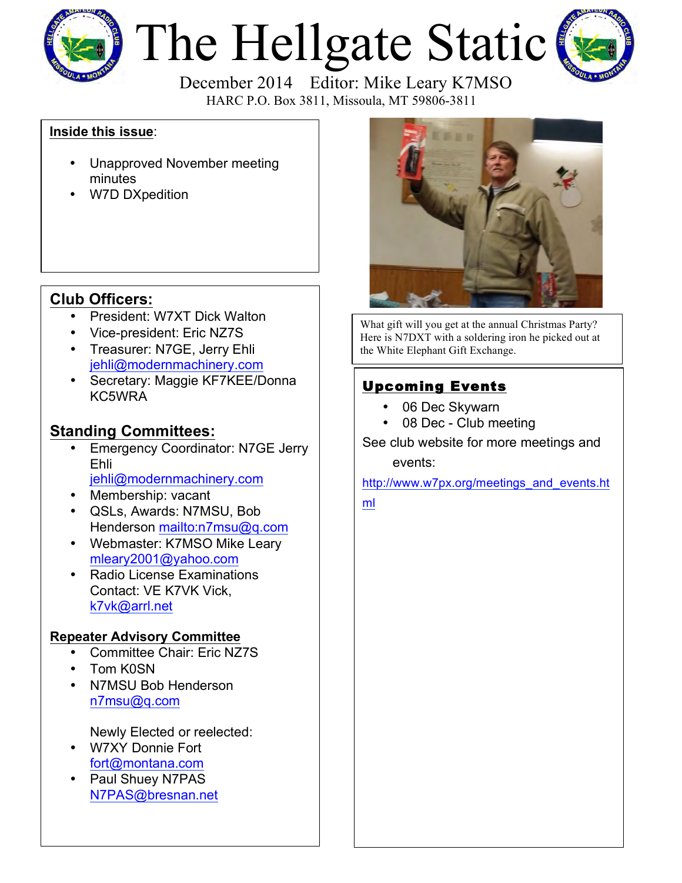# The Hellgate Static

December 2014 Editor: Mike Leary K7MSO

HARC P.O. Box 3811, Missoula, MT 59806-3811

**Inside this issue**:

- Unapproved November meeting minutes
- W7D DXpedition

## Club Officers:

- President: W7XT Dick Walton
- Vice-president: Eric NZ7S
- Treasurer: N7GE, Jerry Ehli jehli@modernmachinery.com
- Secretary: Maggie KF7KEE/Donna KC5WRA

## Standing Committees:

- Emergency Coordinator: N7GE Jerry Ehli jehli@modernmachinery.com
- Membership: vacant
- QSLs, Awards: N7MSU, Bob Henderson mailto:n7msu@q.com
- Webmaster: K7MSO Mike Leary mleary2001@yahoo.com
- Radio License Examinations Contact: VE K7VK Vick, k7vk@arrl.net

### Repeater Advisory Committee

- Committee Chair: Eric NZ7S
- Tom K0SN
- N7MSU Bob Henderson n7msu@q.com

Newly Elected or reelected:

- W7XY Donnie Fort fort@montana.com
- Paul Shuey N7PAS N7PAS@bresnan.net

What gift will you get at the annual Christmas Party? Here is N7DXT with a soldering iron he picked out at the White Elephant Gift Exchange.

## Upcoming Events

- 06 Dec Skywarn
- 08 Dec - Club meeting

See club website for more meetings and events:

http://www.w7px.org/meetings_and_events.html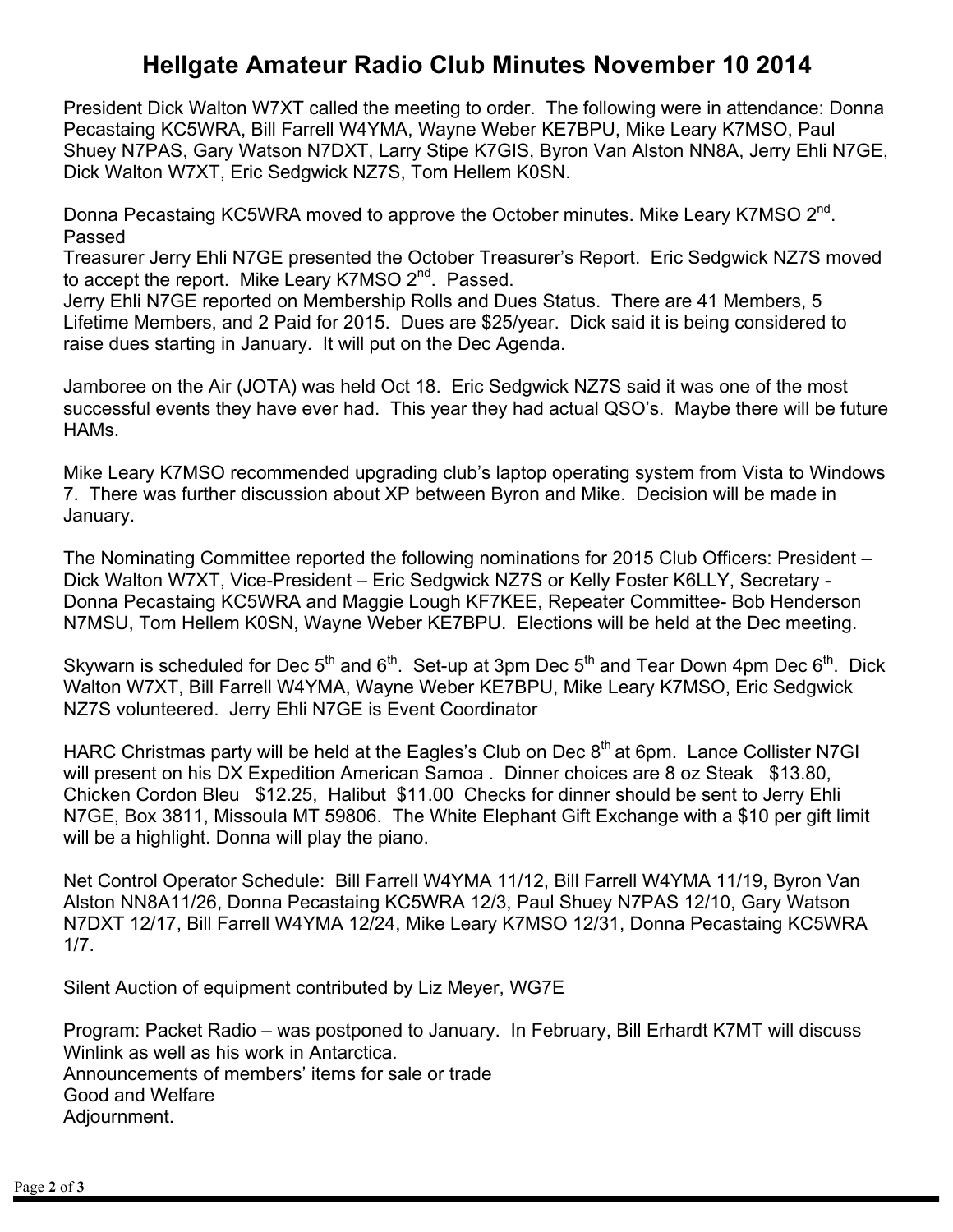# Hellgate Amateur Radio Club Minutes November 10 2014

President Dick Walton W7XT called the meeting to order. The following were in attendance: Donna Pecastaing KC5WRA, Bill Farrell W4YMA, Wayne Weber KE7BPU, Mike Leary K7MSO, Paul Shuey N7PAS, Gary Watson N7DXT, Larry Stipe K7GIS, Byron Van Alston NN8A, Jerry Ehli N7GE, Dick Walton W7XT, Eric Sedgwick NZ7S, Tom Hellem K0SN.

Donna Pecastaing KC5WRA moved to approve the October minutes. Mike Leary K7MSO 2nd. Passed

Treasurer Jerry Ehli N7GE presented the October Treasurer's Report. Eric Sedgwick NZ7S moved to accept the report. Mike Leary K7MSO 2nd. Passed.

Jerry Ehli N7GE reported on Membership Rolls and Dues Status. There are 41 Members, 5 Lifetime Members, and 2 Paid for 2015. Dues are $25/year. Dick said it is being considered to raise dues starting in January. It will put on the Dec Agenda.

Jamboree on the Air (JOTA) was held Oct 18. Eric Sedgwick NZ7S said it was one of the most successful events they have ever had. This year they had actual QSO's. Maybe there will be future HAMs.

Mike Leary K7MSO recommended upgrading club's laptop operating system from Vista to Windows 7. There was further discussion about XP between Byron and Mike. Decision will be made in January.

The Nominating Committee reported the following nominations for 2015 Club Officers: President – Dick Walton W7XT, Vice-President – Eric Sedgwick NZ7S or Kelly Foster K6LLY, Secretary - Donna Pecastaing KC5WRA and Maggie Lough KF7KEE, Repeater Committee- Bob Henderson N7MSU, Tom Hellem K0SN, Wayne Weber KE7BPU. Elections will be held at the Dec meeting.

Skywarn is scheduled for Dec 5th and 6th. Set-up at 3pm Dec 5th and Tear Down 4pm Dec 6th. Dick Walton W7XT, Bill Farrell W4YMA, Wayne Weber KE7BPU, Mike Leary K7MSO, Eric Sedgwick NZ7S volunteered. Jerry Ehli N7GE is Event Coordinator

HARC Christmas party will be held at the Eagles's Club on Dec 8th at 6pm. Lance Collister N7GI will present on his DX Expedition American Samoa . Dinner choices are 8 oz Steak $13.80, Chicken Cordon Bleu $12.25, Halibut $11.00 Checks for dinner should be sent to Jerry Ehli N7GE, Box 3811, Missoula MT 59806. The White Elephant Gift Exchange with a $10 per gift limit will be a highlight. Donna will play the piano.

Net Control Operator Schedule: Bill Farrell W4YMA 11/12, Bill Farrell W4YMA 11/19, Byron Van Alston NN8A11/26, Donna Pecastaing KC5WRA 12/3, Paul Shuey N7PAS 12/10, Gary Watson N7DXT 12/17, Bill Farrell W4YMA 12/24, Mike Leary K7MSO 12/31, Donna Pecastaing KC5WRA 1/7.

Silent Auction of equipment contributed by Liz Meyer, WG7E

Program: Packet Radio – was postponed to January. In February, Bill Erhardt K7MT will discuss Winlink as well as his work in Antarctica.

Announcements of members' items for sale or trade

Good and Welfare

Adjournment.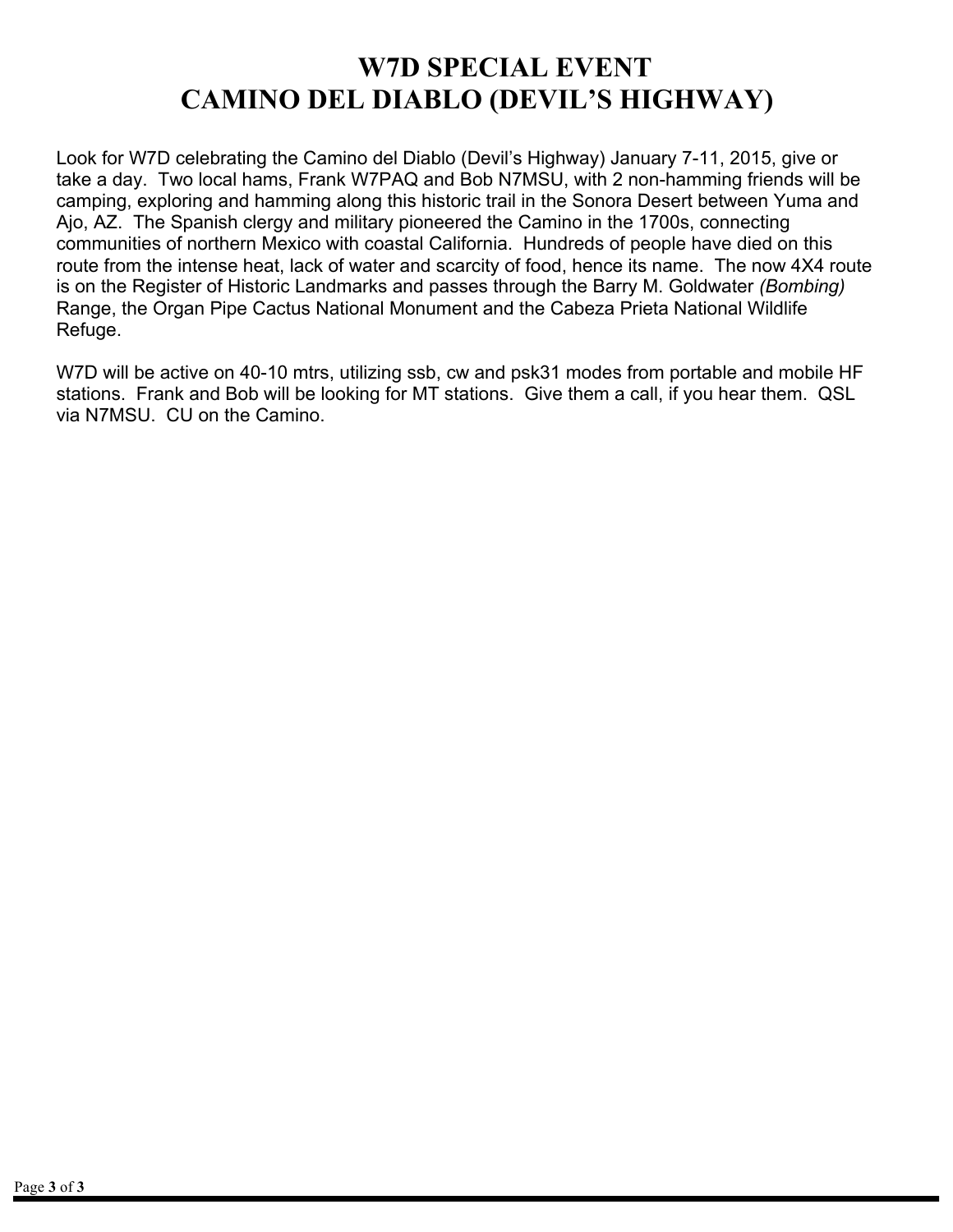# W7D SPECIAL EVENT
# CAMINO DEL DIABLO (DEVIL'S HIGHWAY)

Look for W7D celebrating the Camino del Diablo (Devil's Highway) January 7-11, 2015, give or take a day. Two local hams, Frank W7PAQ and Bob N7MSU, with 2 non-hamming friends will be camping, exploring and hamming along this historic trail in the Sonora Desert between Yuma and Ajo, AZ. The Spanish clergy and military pioneered the Camino in the 1700s, connecting communities of northern Mexico with coastal California. Hundreds of people have died on this route from the intense heat, lack of water and scarcity of food, hence its name. The now 4X4 route is on the Register of Historic Landmarks and passes through the Barry M. Goldwater *(Bombing)* Range, the Organ Pipe Cactus National Monument and the Cabeza Prieta National Wildlife Refuge.

W7D will be active on 40-10 mtrs, utilizing ssb, cw and psk31 modes from portable and mobile HF stations. Frank and Bob will be looking for MT stations. Give them a call, if you hear them. QSL via N7MSU. CU on the Camino.